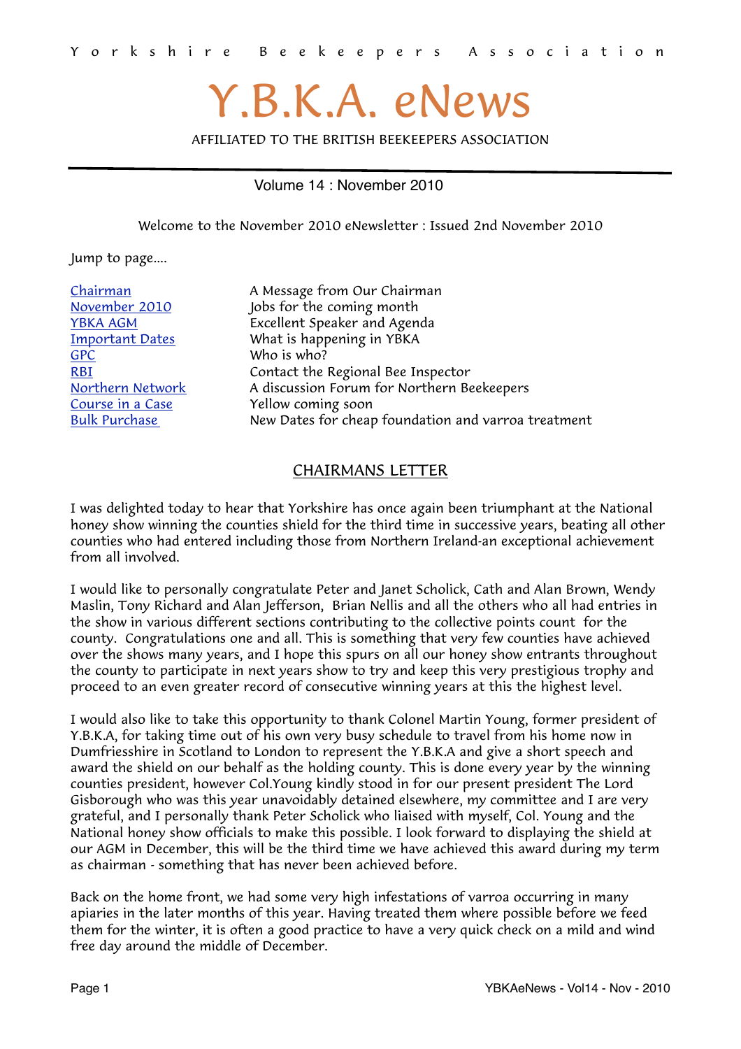Y o r k s h i r e   B e e k e e p e r s   A s s o c i a t i o n

# Y.B.K.A. eNews

AFFILIATED TO THE BRITISH BEEKEEPERS ASSOCIATION

Volume 14 : November 2010

Welcome to the November 2010 eNewsletter : Issued 2nd November 2010

Jump to page....

| | |
|---|---|
| Chairman | A Message from Our Chairman |
| November 2010 | Jobs for the coming month |
| YBKA AGM | Excellent Speaker and Agenda |
| Important Dates | What is happening in YBKA |
| GPC | Who is who? |
| RBI | Contact the Regional Bee Inspector |
| Northern Network | A discussion Forum for Northern Beekeepers |
| Course in a Case | Yellow coming soon |
| Bulk Purchase | New Dates for cheap foundation and varroa treatment |

## CHAIRMANS LETTER

I was delighted today to hear that Yorkshire has once again been triumphant at the National honey show winning the counties shield for the third time in successive years, beating all other counties who had entered including those from Northern Ireland-an exceptional achievement from all involved.

I would like to personally congratulate Peter and Janet Scholick, Cath and Alan Brown, Wendy Maslin, Tony Richard and Alan Jefferson, Brian Nellis and all the others who all had entries in the show in various different sections contributing to the collective points count for the county. Congratulations one and all. This is something that very few counties have achieved over the shows many years, and I hope this spurs on all our honey show entrants throughout the county to participate in next years show to try and keep this very prestigious trophy and proceed to an even greater record of consecutive winning years at this the highest level.

I would also like to take this opportunity to thank Colonel Martin Young, former president of Y.B.K.A, for taking time out of his own very busy schedule to travel from his home now in Dumfriesshire in Scotland to London to represent the Y.B.K.A and give a short speech and award the shield on our behalf as the holding county. This is done every year by the winning counties president, however Col.Young kindly stood in for our present president The Lord Gisborough who was this year unavoidably detained elsewhere, my committee and I are very grateful, and I personally thank Peter Scholick who liaised with myself, Col. Young and the National honey show officials to make this possible. I look forward to displaying the shield at our AGM in December, this will be the third time we have achieved this award during my term as chairman - something that has never been achieved before.

Back on the home front, we had some very high infestations of varroa occurring in many apiaries in the later months of this year. Having treated them where possible before we feed them for the winter, it is often a good practice to have a very quick check on a mild and wind free day around the middle of December.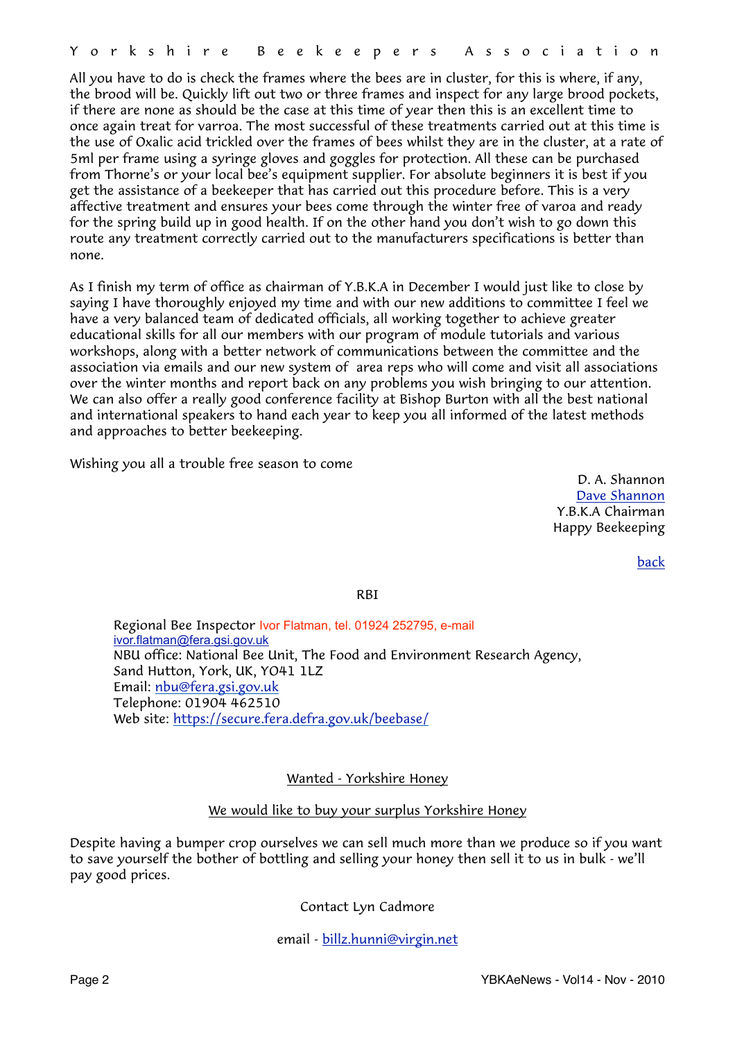All you have to do is check the frames where the bees are in cluster, for this is where, if any, the brood will be. Quickly lift out two or three frames and inspect for any large brood pockets, if there are none as should be the case at this time of year then this is an excellent time to once again treat for varroa. The most successful of these treatments carried out at this time is the use of Oxalic acid trickled over the frames of bees whilst they are in the cluster, at a rate of 5ml per frame using a syringe gloves and goggles for protection. All these can be purchased from Thorne's or your local bee's equipment supplier. For absolute beginners it is best if you get the assistance of a beekeeper that has carried out this procedure before. This is a very affective treatment and ensures your bees come through the winter free of varoa and ready for the spring build up in good health. If on the other hand you don't wish to go down this route any treatment correctly carried out to the manufacturers specifications is better than none.

As I finish my term of office as chairman of Y.B.K.A in December I would just like to close by saying I have thoroughly enjoyed my time and with our new additions to committee I feel we have a very balanced team of dedicated officials, all working together to achieve greater educational skills for all our members with our program of module tutorials and various workshops, along with a better network of communications between the committee and the association via emails and our new system of area reps who will come and visit all associations over the winter months and report back on any problems you wish bringing to our attention. We can also offer a really good conference facility at Bishop Burton with all the best national and international speakers to hand each year to keep you all informed of the latest methods and approaches to better beekeeping.

Wishing you all a trouble free season to come

D. A. Shannon
Dave Shannon
Y.B.K.A Chairman
Happy Beekeeping

back

## RBI

Regional Bee Inspector Ivor Flatman, tel. 01924 252795, e-mail ivor.flatman@fera.gsi.gov.uk
NBU office: National Bee Unit, The Food and Environment Research Agency, Sand Hutton, York, UK, YO41 1LZ
Email: nbu@fera.gsi.gov.uk
Telephone: 01904 462510
Web site: https://secure.fera.defra.gov.uk/beebase/

## Wanted - Yorkshire Honey

We would like to buy your surplus Yorkshire Honey

Despite having a bumper crop ourselves we can sell much more than we produce so if you want to save yourself the bother of bottling and selling your honey then sell it to us in bulk - we'll pay good prices.

Contact Lyn Cadmore

email - billz.hunni@virgin.net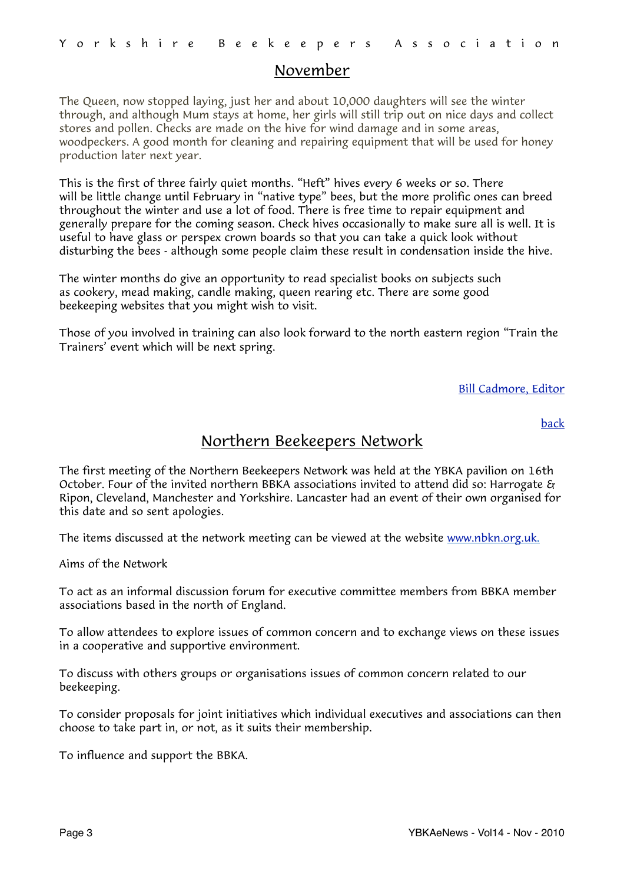## November

The Queen, now stopped laying, just her and about 10,000 daughters will see the winter through, and although Mum stays at home, her girls will still trip out on nice days and collect stores and pollen. Checks are made on the hive for wind damage and in some areas, woodpeckers. A good month for cleaning and repairing equipment that will be used for honey production later next year.

This is the first of three fairly quiet months. "Heft" hives every 6 weeks or so. There will be little change until February in "native type" bees, but the more prolific ones can breed throughout the winter and use a lot of food. There is free time to repair equipment and generally prepare for the coming season. Check hives occasionally to make sure all is well. It is useful to have glass or perspex crown boards so that you can take a quick look without disturbing the bees - although some people claim these result in condensation inside the hive.

The winter months do give an opportunity to read specialist books on subjects such as cookery, mead making, candle making, queen rearing etc. There are some good beekeeping websites that you might wish to visit.

Those of you involved in training can also look forward to the north eastern region "Train the Trainers' event which will be next spring.

Bill Cadmore, Editor

back

## Northern Beekeepers Network

The first meeting of the Northern Beekeepers Network was held at the YBKA pavilion on 16th October. Four of the invited northern BBKA associations invited to attend did so: Harrogate & Ripon, Cleveland, Manchester and Yorkshire. Lancaster had an event of their own organised for this date and so sent apologies.

The items discussed at the network meeting can be viewed at the website www.nbkn.org.uk.

Aims of the Network

To act as an informal discussion forum for executive committee members from BBKA member associations based in the north of England.

To allow attendees to explore issues of common concern and to exchange views on these issues in a cooperative and supportive environment.

To discuss with others groups or organisations issues of common concern related to our beekeeping.

To consider proposals for joint initiatives which individual executives and associations can then choose to take part in, or not, as it suits their membership.

To influence and support the BBKA.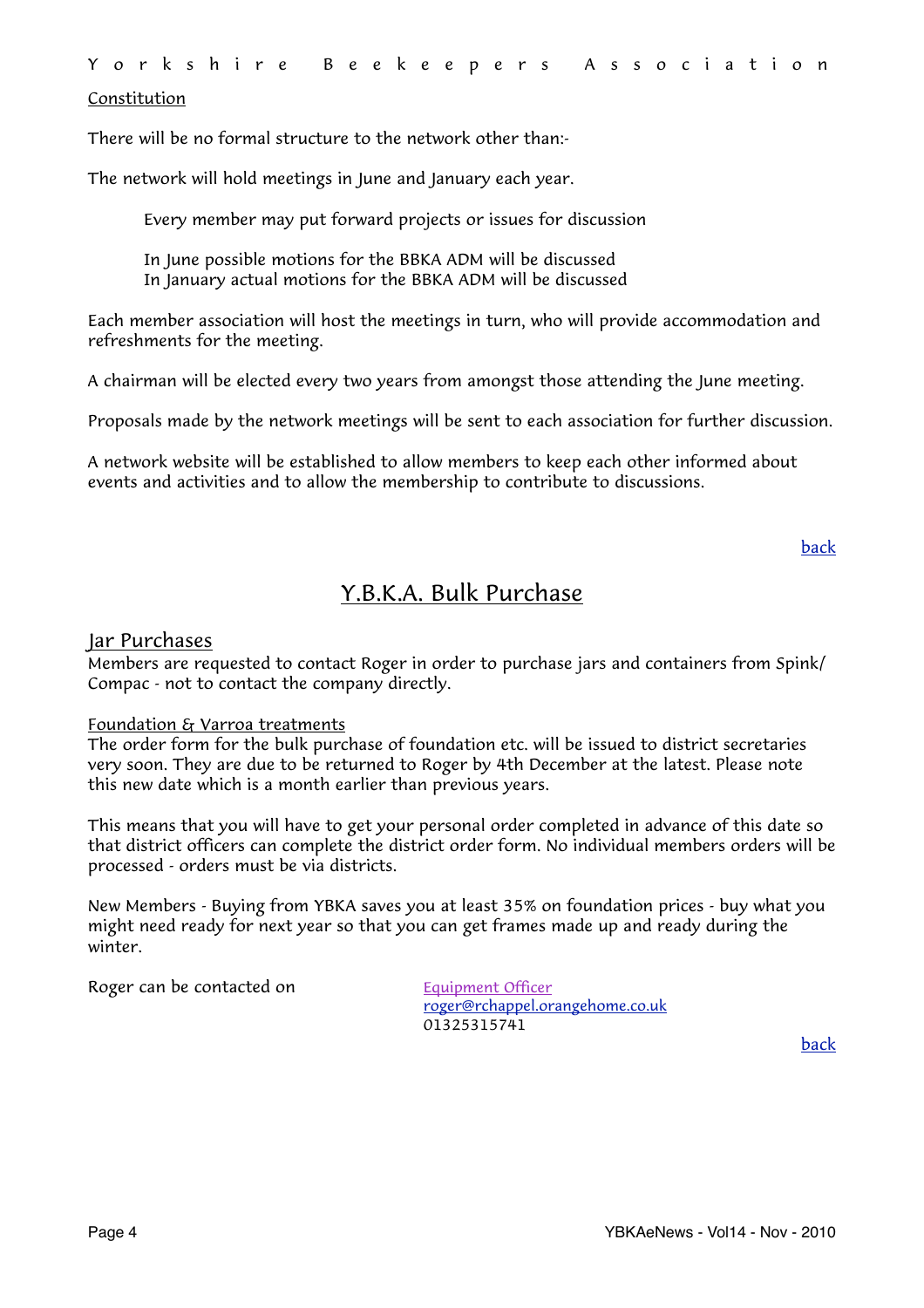Constitution

There will be no formal structure to the network other than:-

The network will hold meetings in June and January each year.

> Every member may put forward projects or issues for discussion
>
> In June possible motions for the BBKA ADM will be discussed
> In January actual motions for the BBKA ADM will be discussed

Each member association will host the meetings in turn, who will provide accommodation and refreshments for the meeting.

A chairman will be elected every two years from amongst those attending the June meeting.

Proposals made by the network meetings will be sent to each association for further discussion.

A network website will be established to allow members to keep each other informed about events and activities and to allow the membership to contribute to discussions.

back

## Y.B.K.A. Bulk Purchase

### Jar Purchases

Members are requested to contact Roger in order to purchase jars and containers from Spink/ Compac - not to contact the company directly.

Foundation & Varroa treatments

The order form for the bulk purchase of foundation etc. will be issued to district secretaries very soon. They are due to be returned to Roger by 4th December at the latest. Please note this new date which is a month earlier than previous years.

This means that you will have to get your personal order completed in advance of this date so that district officers can complete the district order form. No individual members orders will be processed - orders must be via districts.

New Members - Buying from YBKA saves you at least 35% on foundation prices - buy what you might need ready for next year so that you can get frames made up and ready during the winter.

Roger can be contacted on

Equipment Officer
roger@rchappel.orangehome.co.uk
01325315741

back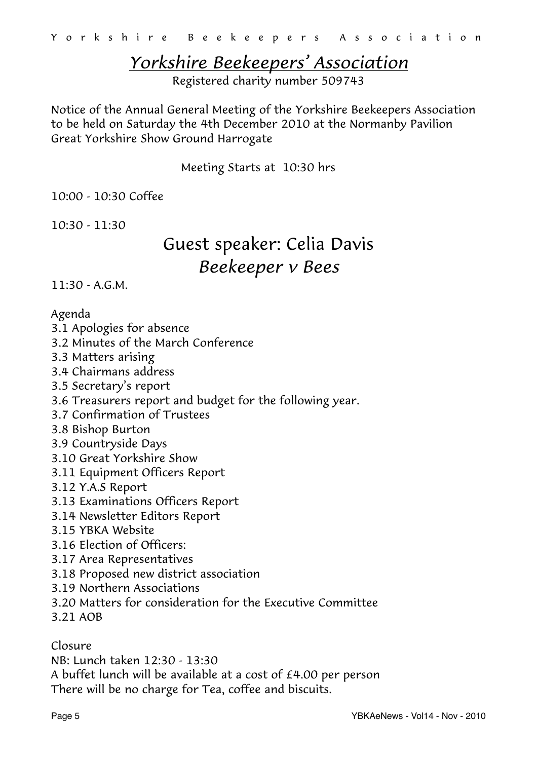# *Yorkshire Beekeepers' Association*

Registered charity number 509743

Notice of the Annual General Meeting of the Yorkshire Beekeepers Association to be held on Saturday the 4th December 2010 at the Normanby Pavilion Great Yorkshire Show Ground Harrogate

Meeting Starts at 10:30 hrs

10:00 - 10:30 Coffee

10:30 - 11:30

## Guest speaker: Celia Davis

## *Beekeeper v Bees*

11:30 - A.G.M.

Agenda

3.1 Apologies for absence
3.2 Minutes of the March Conference
3.3 Matters arising
3.4 Chairmans address
3.5 Secretary's report
3.6 Treasurers report and budget for the following year.
3.7 Confirmation of Trustees
3.8 Bishop Burton
3.9 Countryside Days
3.10 Great Yorkshire Show
3.11 Equipment Officers Report
3.12 Y.A.S Report
3.13 Examinations Officers Report
3.14 Newsletter Editors Report
3.15 YBKA Website
3.16 Election of Officers:
3.17 Area Representatives
3.18 Proposed new district association
3.19 Northern Associations
3.20 Matters for consideration for the Executive Committee
3.21 AOB

Closure

NB: Lunch taken 12:30 - 13:30
A buffet lunch will be available at a cost of £4.00 per person
There will be no charge for Tea, coffee and biscuits.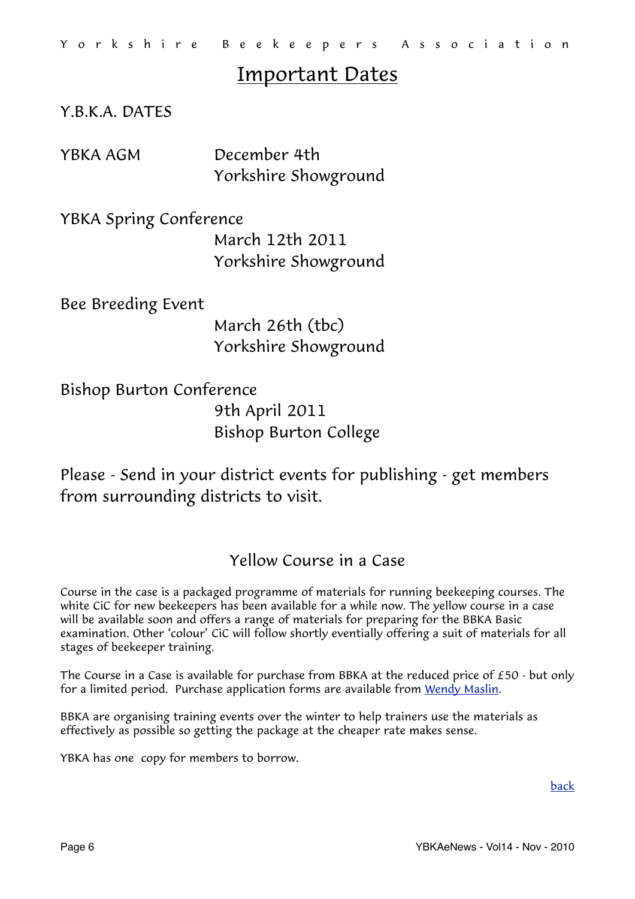# Important Dates

Y.B.K.A. DATES

YBKA AGM
December 4th
Yorkshire Showground

YBKA Spring Conference
March 12th 2011
Yorkshire Showground

Bee Breeding Event
March 26th (tbc)
Yorkshire Showground

Bishop Burton Conference
9th April 2011
Bishop Burton College

Please - Send in your district events for publishing - get members from surrounding districts to visit.

## Yellow Course in a Case

Course in the case is a packaged programme of materials for running beekeeping courses. The white CiC for new beekeepers has been available for a while now. The yellow course in a case will be available soon and offers a range of materials for preparing for the BBKA Basic examination. Other 'colour' CiC will follow shortly eventially offering a suit of materials for all stages of beekeeper training.

The Course in a Case is available for purchase from BBKA at the reduced price of £50 - but only for a limited period. Purchase application forms are available from Wendy Maslin.

BBKA are organising training events over the winter to help trainers use the materials as effectively as possible so getting the package at the cheaper rate makes sense.

YBKA has one copy for members to borrow.

back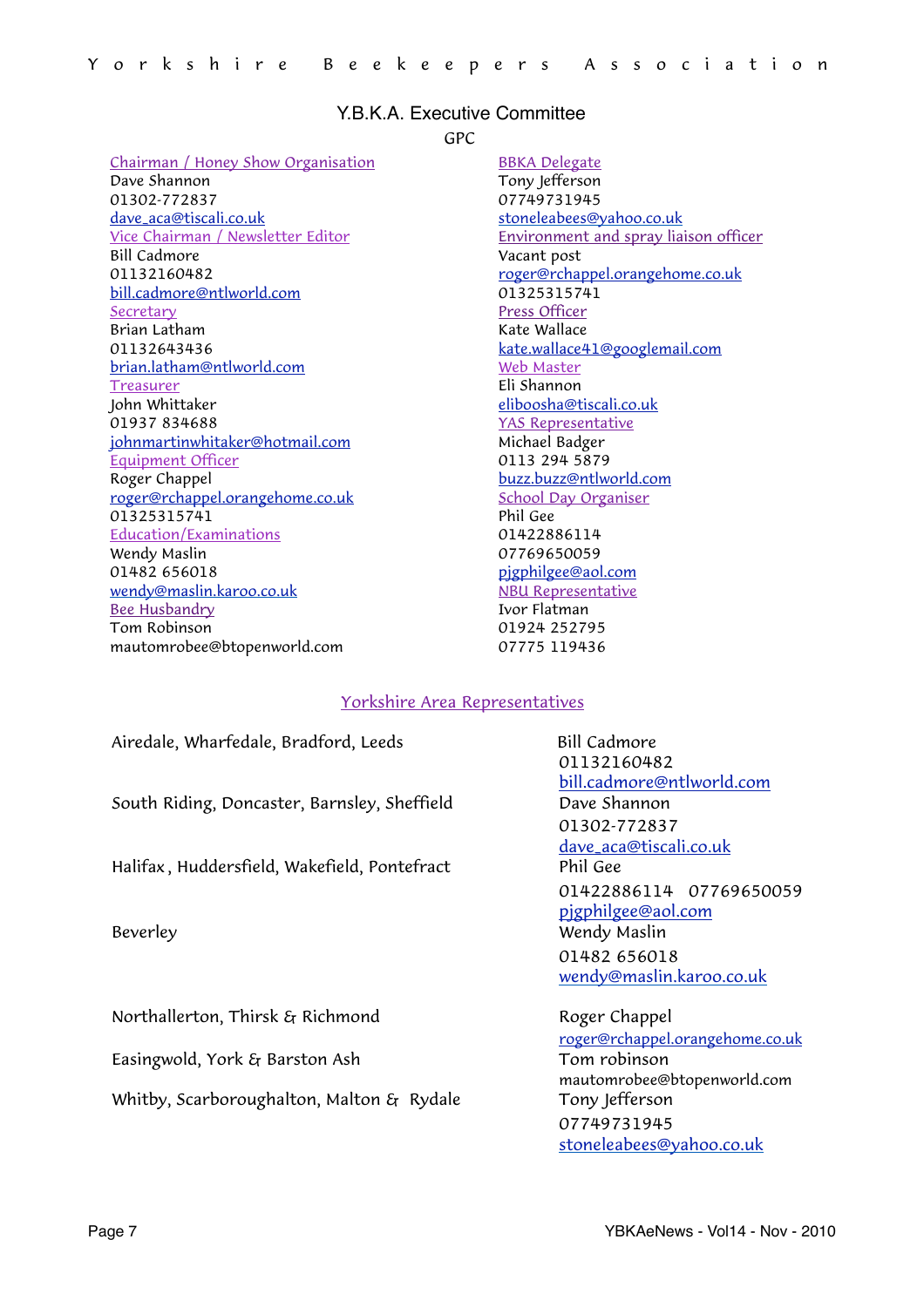## Y.B.K.A. Executive Committee

GPC

Chairman / Honey Show Organisation
Dave Shannon
01302-772837
dave_aca@tiscali.co.uk

Vice Chairman / Newsletter Editor
Bill Cadmore
01132160482
bill.cadmore@ntlworld.com

Secretary
Brian Latham
01132643436
brian.latham@ntlworld.com

Treasurer
John Whittaker
01937 834688
johnmartinwhitaker@hotmail.com

Equipment Officer
Roger Chappel
roger@rchappel.orangehome.co.uk
01325315741

Education/Examinations
Wendy Maslin
01482 656018
wendy@maslin.karoo.co.uk

Bee Husbandry
Tom Robinson
mautomrobee@btopenworld.com

BBKA Delegate
Tony Jefferson
07749731945
stoneleabees@yahoo.co.uk

Environment and spray liaison officer
Vacant post
roger@rchappel.orangehome.co.uk
01325315741

Press Officer
Kate Wallace
kate.wallace41@googlemail.com

Web Master
Eli Shannon
eliboosha@tiscali.co.uk

YAS Representative
Michael Badger
0113 294 5879
buzz.buzz@ntlworld.com

School Day Organiser
Phil Gee
01422886114
07769650059
pjgphilgee@aol.com

NBU Representative
Ivor Flatman
01924 252795
07775 119436

## Yorkshire Area Representatives

| | |
|---|---|
| Airedale, Wharfedale, Bradford, Leeds | Bill Cadmore<br>01132160482<br>bill.cadmore@ntlworld.com |
| South Riding, Doncaster, Barnsley, Sheffield | Dave Shannon<br>01302-772837<br>dave_aca@tiscali.co.uk |
| Halifax , Huddersfield, Wakefield, Pontefract | Phil Gee<br>01422886114 07769650059<br>pjgphilgee@aol.com |
| Beverley | Wendy Maslin<br>01482 656018<br>wendy@maslin.karoo.co.uk |
| Northallerton, Thirsk & Richmond | Roger Chappel<br>roger@rchappel.orangehome.co.uk |
| Easingwold, York & Barston Ash | Tom robinson<br>mautomrobee@btopenworld.com |
| Whitby, Scarboroughalton, Malton & Rydale | Tony Jefferson<br>07749731945<br>stoneleabees@yahoo.co.uk |